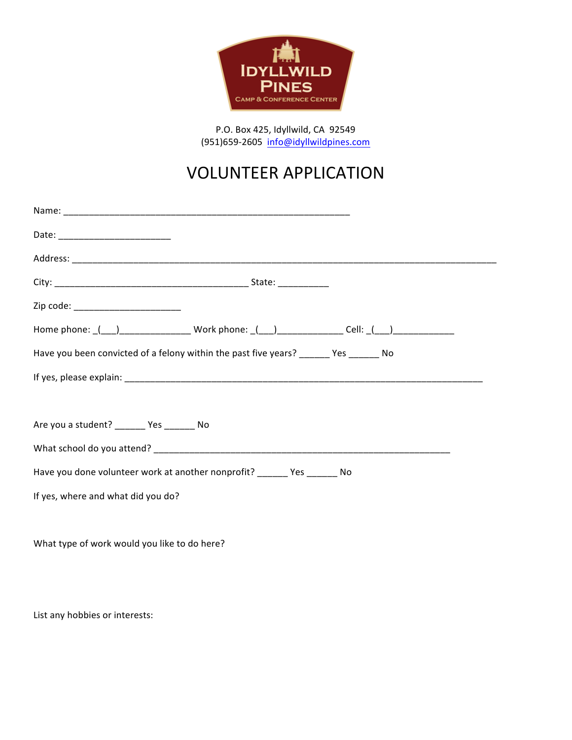IDYLLWILD PINES

CAMP & CONFERENCE CENTER

P.O. Box 425, Idyllwild, CA 92549
(951)659-2605 info@idyllwildpines.com

# VOLUNTEER APPLICATION

Name: ___________________________________________________________

Date: ______________________

Address: ________________________________________________________________________________________

City: ________________________________________ State: __________

Zip code: ______________________

Home phone: _(___)______________ Work phone: _(___)_____________ Cell: _(___)____________

Have you been convicted of a felony within the past five years? ______ Yes ______ No

If yes, please explain: ___________________________________________________________________________

Are you a student? ______ Yes ______ No

What school do you attend? _______________________________________________________________

Have you done volunteer work at another nonprofit? ______ Yes ______ No

If yes, where and what did you do?

What type of work would you like to do here?

List any hobbies or interests: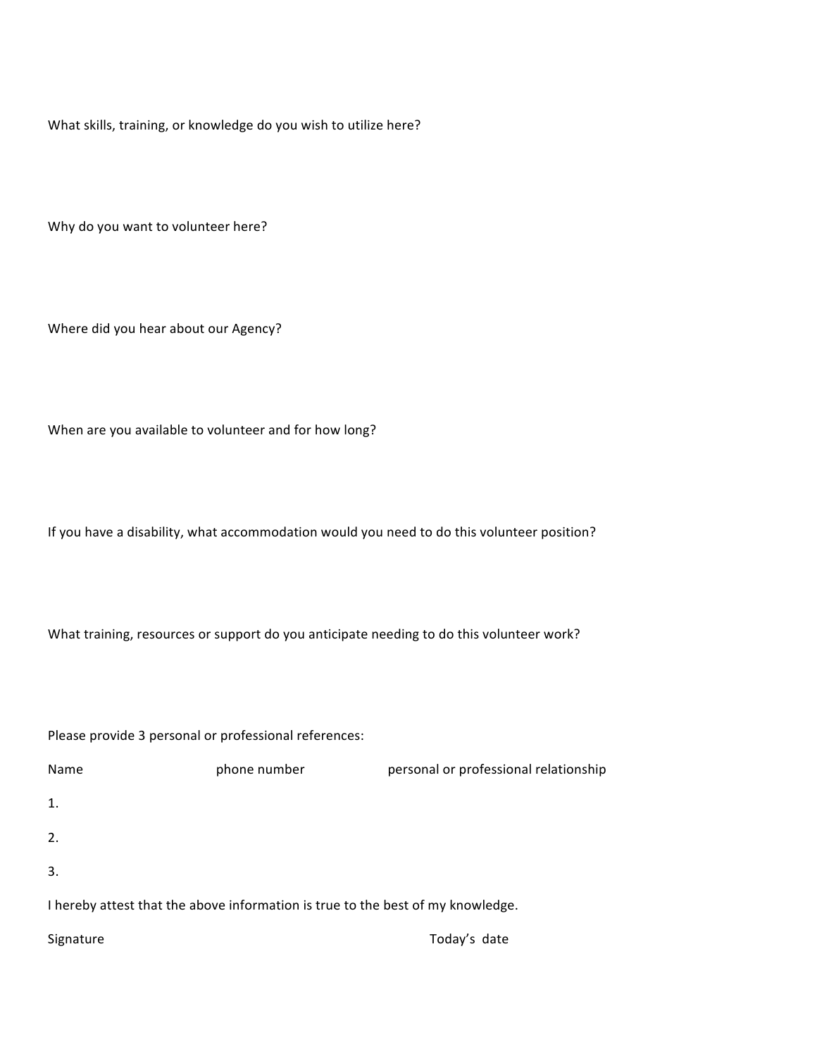What skills, training, or knowledge do you wish to utilize here?

Why do you want to volunteer here?

Where did you hear about our Agency?

When are you available to volunteer and for how long?

If you have a disability, what accommodation would you need to do this volunteer position?

What training, resources or support do you anticipate needing to do this volunteer work?

Please provide 3 personal or professional references:

| Name | phone number | personal or professional relationship |
| --- | --- | --- |
| 1. | | |
| 2. | | |
| 3. | | |

I hereby attest that the above information is true to the best of my knowledge.

Signature Today's date